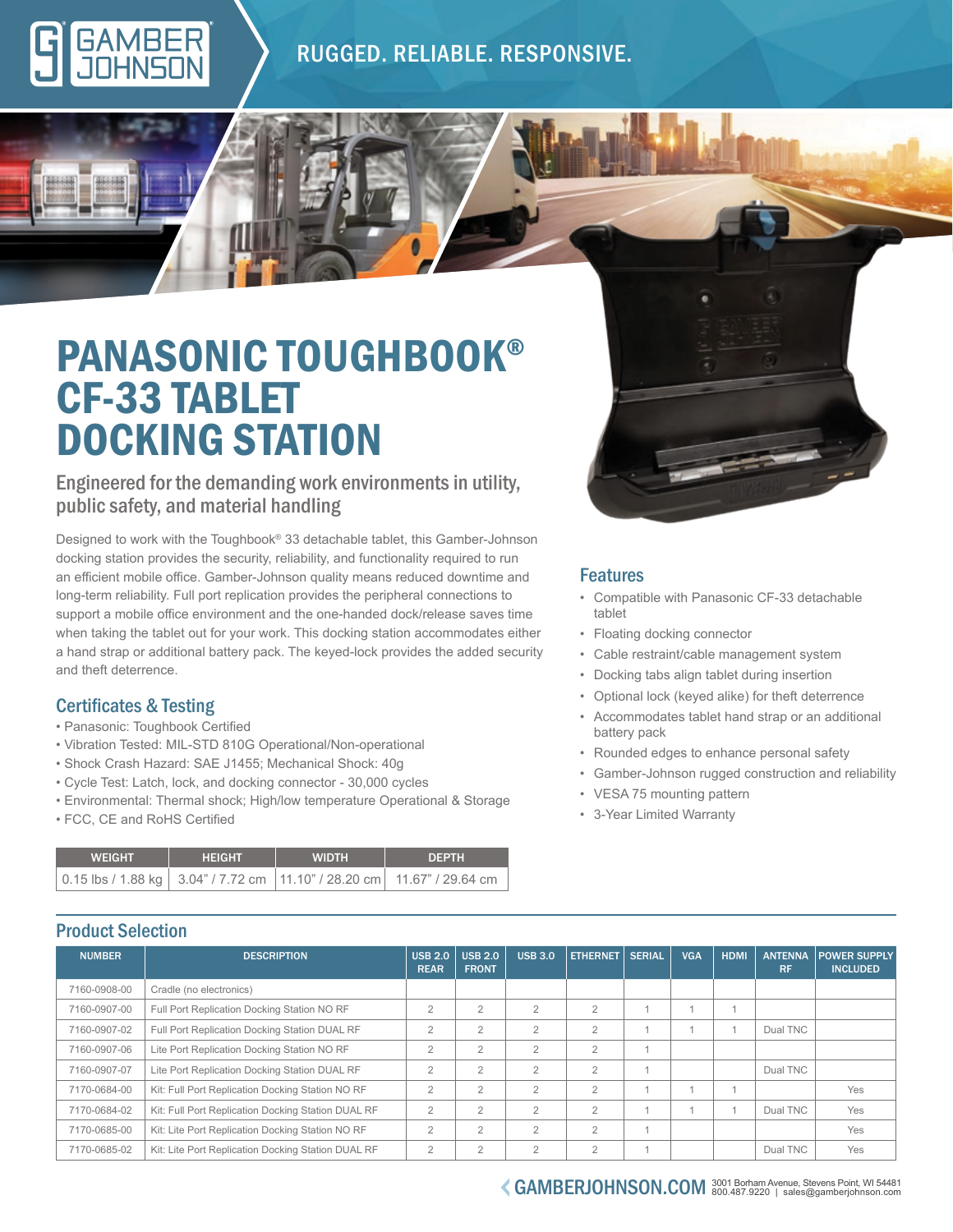RUGGED. RELIABLE. RESPONSIVE.

# PANASONIC TOUGHBOOK® CF-33 TABLET DOCKING STATION

## Engineered for the demanding work environments in utility, public safety, and material handling

Designed to work with the Toughbook® 33 detachable tablet, this Gamber-Johnson docking station provides the security, reliability, and functionality required to run an efficient mobile office. Gamber-Johnson quality means reduced downtime and long-term reliability. Full port replication provides the peripheral connections to support a mobile office environment and the one-handed dock/release saves time when taking the tablet out for your work. This docking station accommodates either a hand strap or additional battery pack. The keyed-lock provides the added security and theft deterrence.

### Certificates & Testing

- Panasonic: Toughbook Certified
- Vibration Tested: MIL-STD 810G Operational/Non-operational
- Shock Crash Hazard: SAE J1455; Mechanical Shock: 40g
- Cycle Test: Latch, lock, and docking connector - 30,000 cycles
- Environmental: Thermal shock; High/low temperature Operational & Storage
- FCC, CE and RoHS Certified

| WEIGHT | HEIGHT | WIDTH | DEPTH |
|---|---|---|---|
| 0.15 lbs / 1.88 kg | 3.04" / 7.72 cm | 11.10" / 28.20 cm | 11.67" / 29.64 cm |

### Features

- Compatible with Panasonic CF-33 detachable tablet
- Floating docking connector
- Cable restraint/cable management system
- Docking tabs align tablet during insertion
- Optional lock (keyed alike) for theft deterrence
- Accommodates tablet hand strap or an additional battery pack
- Rounded edges to enhance personal safety
- Gamber-Johnson rugged construction and reliability
- VESA 75 mounting pattern
- 3-Year Limited Warranty

### Product Selection

| NUMBER | DESCRIPTION | USB 2.0 REAR | USB 2.0 FRONT | USB 3.0 | ETHERNET | SERIAL | VGA | HDMI | ANTENNA RF | POWER SUPPLY INCLUDED |
|---|---|---|---|---|---|---|---|---|---|---|
| 7160-0908-00 | Cradle (no electronics) | | | | | | | | | |
| 7160-0907-00 | Full Port Replication Docking Station NO RF | 2 | 2 | 2 | 2 | 1 | 1 | 1 | | |
| 7160-0907-02 | Full Port Replication Docking Station DUAL RF | 2 | 2 | 2 | 2 | 1 | 1 | 1 | Dual TNC | |
| 7160-0907-06 | Lite Port Replication Docking Station NO RF | 2 | 2 | 2 | 2 | 1 | | | | |
| 7160-0907-07 | Lite Port Replication Docking Station DUAL RF | 2 | 2 | 2 | 2 | 1 | | | Dual TNC | |
| 7170-0684-00 | Kit: Full Port Replication Docking Station NO RF | 2 | 2 | 2 | 2 | 1 | 1 | 1 | | Yes |
| 7170-0684-02 | Kit: Full Port Replication Docking Station DUAL RF | 2 | 2 | 2 | 2 | 1 | 1 | 1 | Dual TNC | Yes |
| 7170-0685-00 | Kit: Lite Port Replication Docking Station NO RF | 2 | 2 | 2 | 2 | 1 | | | | Yes |
| 7170-0685-02 | Kit: Lite Port Replication Docking Station DUAL RF | 2 | 2 | 2 | 2 | 1 | | | Dual TNC | Yes |

GAMBERJOHNSON.COM 3001 Borham Avenue, Stevens Point, WI 54481 800.487.9220 | sales@gamberjohnson.com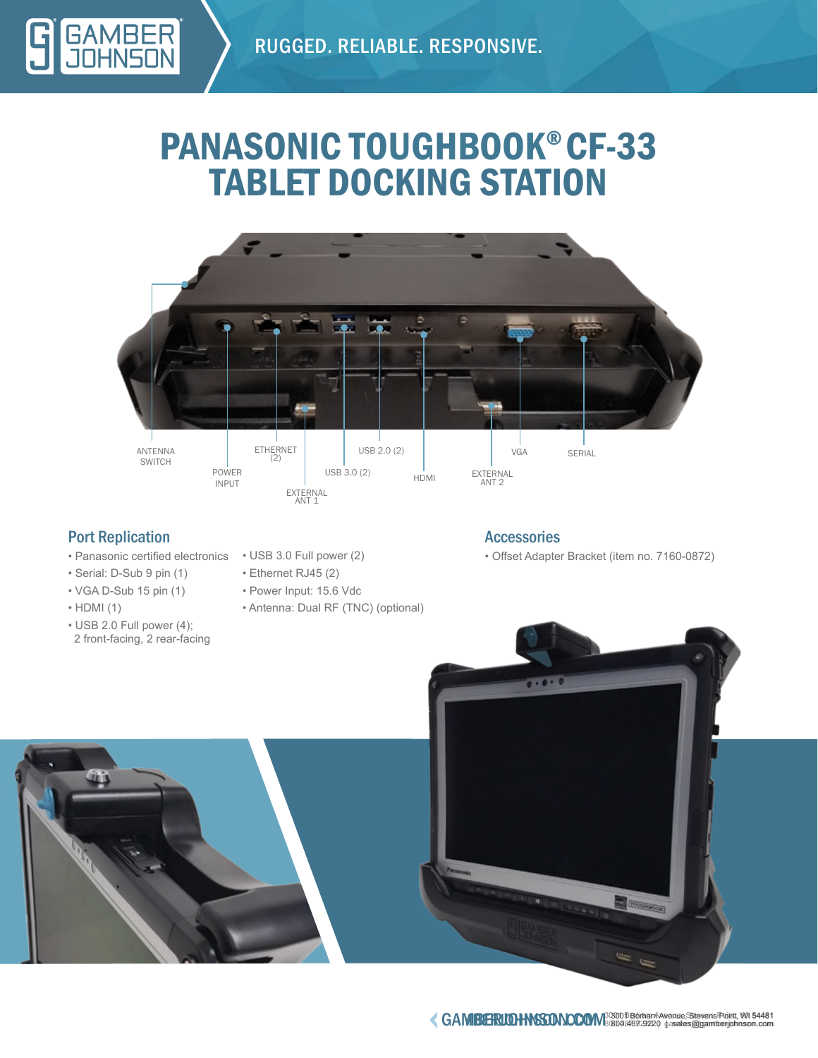# PANASONIC TOUGHBOOK® CF-33 TABLET DOCKING STATION

ANTENNA SWITCH

POWER INPUT

ETHERNET (2)

EXTERNAL ANT 1

USB 3.0 (2)

USB 2.0 (2)

HDMI

EXTERNAL ANT 2

VGA

SERIAL

## Port Replication

- Panasonic certified electronics
- Serial: D-Sub 9 pin (1)
- VGA D-Sub 15 pin (1)
- HDMI (1)
- USB 2.0 Full power (4); 2 front-facing, 2 rear-facing
- USB 3.0 Full power (2)
- Ethernet RJ45 (2)
- Power Input: 15.6 Vdc
- Antenna: Dual RF (TNC) (optional)

## Accessories

- Offset Adapter Bracket (item no. 7160-0872)